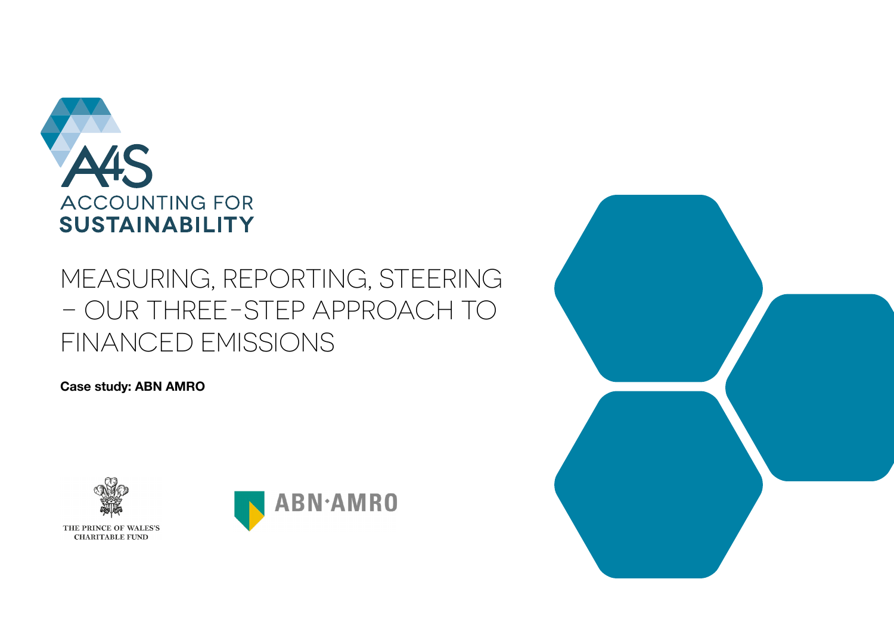ACCOUNTING FOR SUSTAINABILITY

# MEASURING, REPORTING, STEERING – OUR THREE-STEP APPROACH TO FINANCED EMISSIONS

**Case study: ABN AMRO**

THE PRINCE OF WALES'S CHARITABLE FUND

ABN·AMRO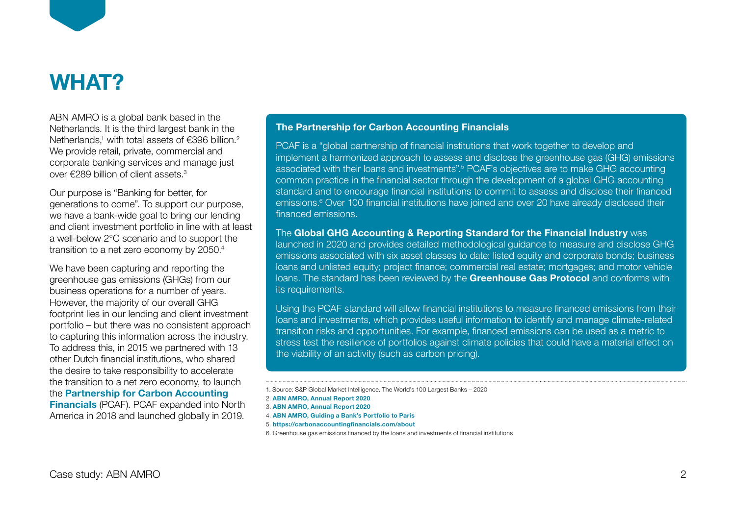# WHAT?

ABN AMRO is a global bank based in the Netherlands. It is the third largest bank in the Netherlands,[1] with total assets of €396 billion.[2] We provide retail, private, commercial and corporate banking services and manage just over €289 billion of client assets.[3]

Our purpose is "Banking for better, for generations to come". To support our purpose, we have a bank-wide goal to bring our lending and client investment portfolio in line with at least a well-below 2°C scenario and to support the transition to a net zero economy by 2050.[4]

We have been capturing and reporting the greenhouse gas emissions (GHGs) from our business operations for a number of years. However, the majority of our overall GHG footprint lies in our lending and client investment portfolio – but there was no consistent approach to capturing this information across the industry. To address this, in 2015 we partnered with 13 other Dutch financial institutions, who shared the desire to take responsibility to accelerate the transition to a net zero economy, to launch the **Partnership for Carbon Accounting Financials** (PCAF). PCAF expanded into North America in 2018 and launched globally in 2019.

**The Partnership for Carbon Accounting Financials**

PCAF is a "global partnership of financial institutions that work together to develop and implement a harmonized approach to assess and disclose the greenhouse gas (GHG) emissions associated with their loans and investments".[5] PCAF's objectives are to make GHG accounting common practice in the financial sector through the development of a global GHG accounting standard and to encourage financial institutions to commit to assess and disclose their financed emissions.[6] Over 100 financial institutions have joined and over 20 have already disclosed their financed emissions.

The **Global GHG Accounting & Reporting Standard for the Financial Industry** was launched in 2020 and provides detailed methodological guidance to measure and disclose GHG emissions associated with six asset classes to date: listed equity and corporate bonds; business loans and unlisted equity; project finance; commercial real estate; mortgages; and motor vehicle loans. The standard has been reviewed by the **Greenhouse Gas Protocol** and conforms with its requirements.

Using the PCAF standard will allow financial institutions to measure financed emissions from their loans and investments, which provides useful information to identify and manage climate-related transition risks and opportunities. For example, financed emissions can be used as a metric to stress test the resilience of portfolios against climate policies that could have a material effect on the viability of an activity (such as carbon pricing).

1. Source: S&P Global Market Intelligence. The World's 100 Largest Banks – 2020
2. **ABN AMRO, Annual Report 2020**
3. **ABN AMRO, Annual Report 2020**
4. **ABN AMRO, Guiding a Bank's Portfolio to Paris**
5. **https://carbonaccountingfinancials.com/about**
6. Greenhouse gas emissions financed by the loans and investments of financial institutions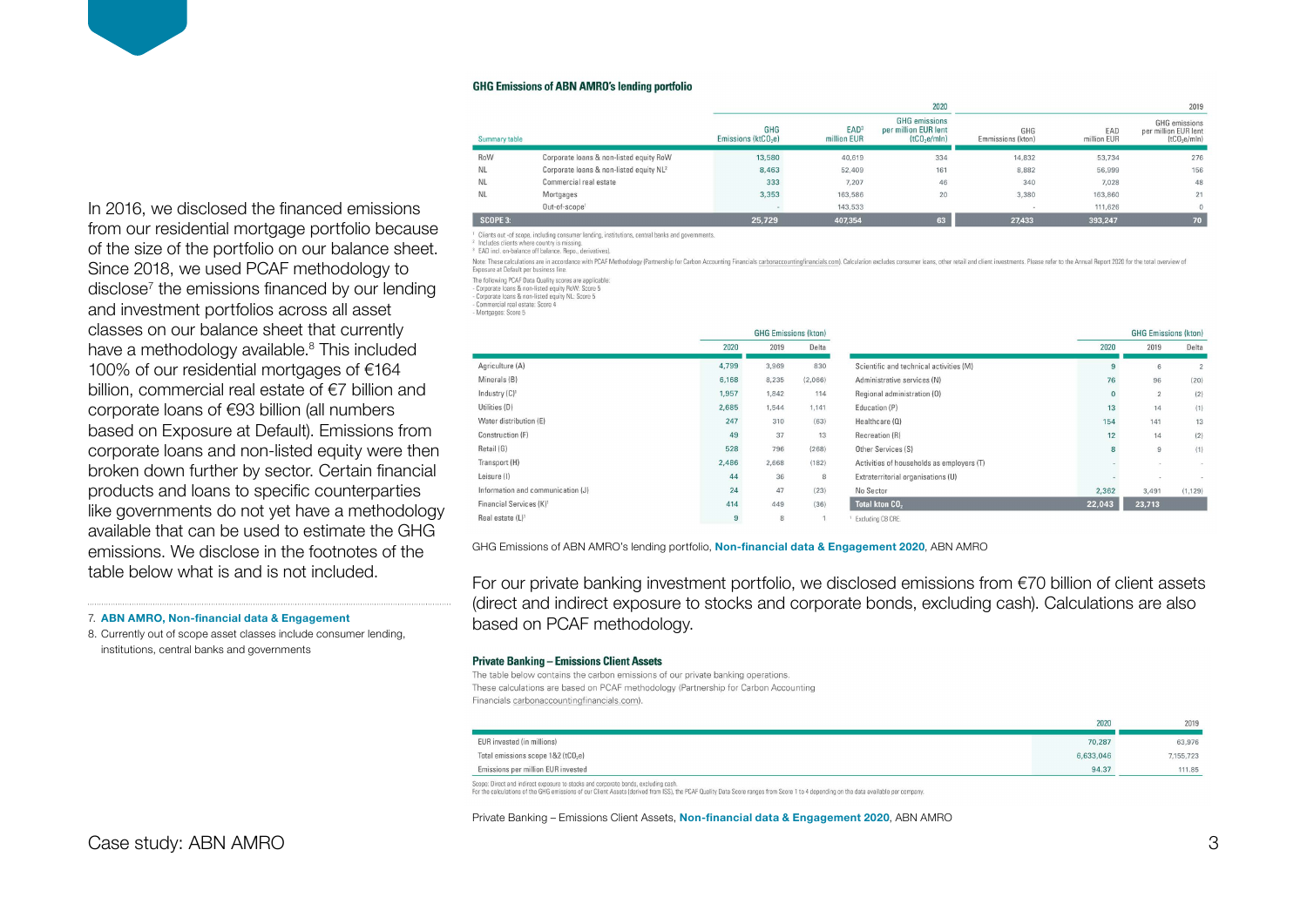In 2016, we disclosed the financed emissions from our residential mortgage portfolio because of the size of the portfolio on our balance sheet. Since 2018, we used PCAF methodology to disclose[7] the emissions financed by our lending and investment portfolios across all asset classes on our balance sheet that currently have a methodology available.[8] This included 100% of our residential mortgages of €164 billion, commercial real estate of €7 billion and corporate loans of €93 billion (all numbers based on Exposure at Default). Emissions from corporate loans and non-listed equity were then broken down further by sector. Certain financial products and loans to specific counterparties like governments do not yet have a methodology available that can be used to estimate the GHG emissions. We disclose in the footnotes of the table below what is and is not included.

7. **ABN AMRO, Non-financial data & Engagement**
8. Currently out of scope asset classes include consumer lending, institutions, central banks and governments

### GHG Emissions of ABN AMRO's lending portfolio

| Summary table | | 2020 GHG Emissions ($ktCO_2e$) | 2020 EAD[3] million EUR | 2020 GHG emissions per million EUR lent ($tCO_2e$/mln) | 2019 GHG Emissions (kton) | 2019 EAD million EUR | 2019 GHG emissions per million EUR lent ($tCO_2e$/mln) |
|---|---|---|---|---|---|---|---|
| RoW | Corporate loans & non-listed equity RoW | 13,580 | 40,619 | 334 | 14,832 | 53,734 | 276 |
| NL | Corporate loans & non-listed equity NL[2] | 8,463 | 52,409 | 161 | 8,882 | 56,999 | 156 |
| NL | Commercial real estate | 333 | 7,207 | 46 | 340 | 7,028 | 48 |
| NL | Mortgages | 3,353 | 163,586 | 20 | 3,380 | 163,860 | 21 |
| | Out-of-scope[1] | - | 143,533 | | - | 111,626 | 0 |
| **SCOPE 3:** | | **25,729** | **407,354** | **63** | **27,433** | **393,247** | **70** |

[1] Clients out-of scope, including consumer lending, institutions, central banks and governments.
[2] Includes clients where country is missing.
[3] EAD incl. on-balance off balance, Repo., derivatives).

Note: These calculations are in accordance with PCAF Methodology (Partnership for Carbon Accounting Financials carbonaccountingfinancials.com). Calculation excludes consumer loans, other retail and client investments. Please refer to the Annual Report 2020 for the total overview of Exposure at Default per business line.

The following PCAF Data Quality scores are applicable:
- Corporate loans & non-listed equity RoW: Score 5
- Corporate loans & non-listed equity NL: Score 5
- Commercial real estate: Score 4
- Mortgages: Score 5

| GHG Emissions (kton) | 2020 | 2019 | Delta |
|---|---|---|---|
| Agriculture (A) | 4,799 | 3,969 | 830 |
| Minerals (B) | 6,168 | 8,235 | (2,066) |
| Industry (C)[1] | 1,957 | 1,842 | 114 |
| Utilities (D) | 2,685 | 1,544 | 1,141 |
| Water distribution (E) | 247 | 310 | (63) |
| Construction (F) | 49 | 37 | 13 |
| Retail (G) | 528 | 796 | (268) |
| Transport (H) | 2,486 | 2,668 | (182) |
| Leisure (I) | 44 | 36 | 8 |
| Information and communication (J) | 24 | 47 | (23) |
| Financial Services (K)[1] | 414 | 449 | (36) |
| Real estate (L)[1] | 9 | 8 | 1 |
| Scientific and technical activities (M) | 9 | 6 | 2 |
| Administrative services (N) | 76 | 96 | (20) |
| Regional administration (O) | 0 | 2 | (2) |
| Education (P) | 13 | 14 | (1) |
| Healthcare (Q) | 154 | 141 | 13 |
| Recreation (R) | 12 | 14 | (2) |
| Other Services (S) | 8 | 9 | (1) |
| Activities of households as employers (T) | - | - | - |
| Extraterritorial organisations (U) | - | - | - |
| No Sector | 2,362 | 3,491 | (1,129) |
| **Total kton $CO_2$** | **22,043** | **23,713** | |

[1] Excluding CB CRE

GHG Emissions of ABN AMRO's lending portfolio, **Non-financial data & Engagement 2020**, ABN AMRO

For our private banking investment portfolio, we disclosed emissions from €70 billion of client assets (direct and indirect exposure to stocks and corporate bonds, excluding cash). Calculations are also based on PCAF methodology.

### Private Banking – Emissions Client Assets

The table below contains the carbon emissions of our private banking operations.
These calculations are based on PCAF methodology (Partnership for Carbon Accounting Financials carbonaccountingfinancials.com).

| | 2020 | 2019 |
|---|---|---|
| EUR invested (in millions) | 70,287 | 63,976 |
| Total emissions scope 1&2 ($tCO_2e$) | 6,633,046 | 7,155,723 |
| Emissions per million EUR invested | 94.37 | 111.85 |

Scope: Direct and indirect exposure to stocks and corporate bonds, excluding cash.
For the calculations of the GHG emissions of our Client Assets (derived from ISS), the PCAF Quality Data Score ranges from Score 1 to 4 depending on the data available per company.

Private Banking – Emissions Client Assets, **Non-financial data & Engagement 2020**, ABN AMRO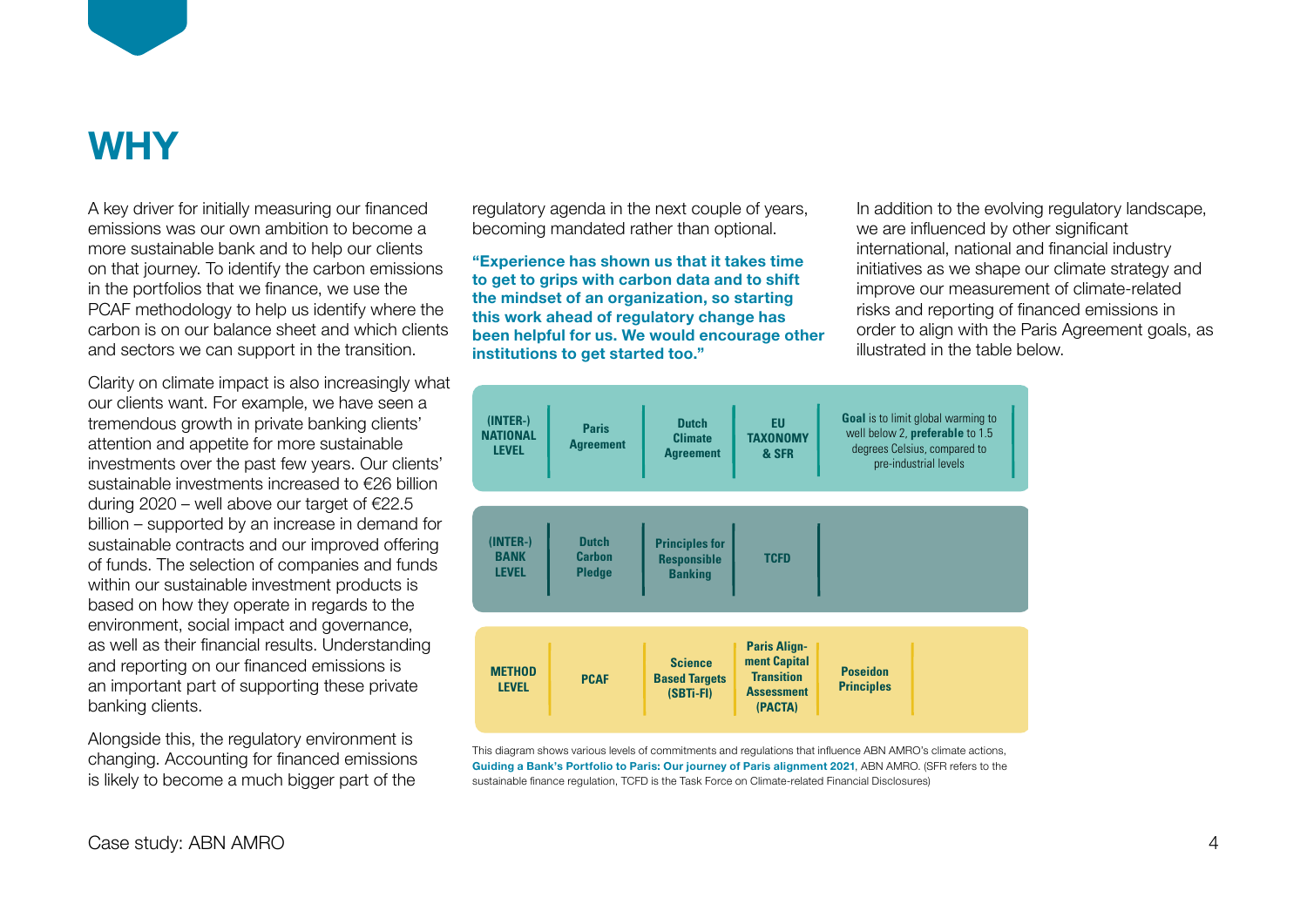# WHY

A key driver for initially measuring our financed emissions was our own ambition to become a more sustainable bank and to help our clients on that journey. To identify the carbon emissions in the portfolios that we finance, we use the PCAF methodology to help us identify where the carbon is on our balance sheet and which clients and sectors we can support in the transition.

Clarity on climate impact is also increasingly what our clients want. For example, we have seen a tremendous growth in private banking clients' attention and appetite for more sustainable investments over the past few years. Our clients' sustainable investments increased to €26 billion during 2020 – well above our target of €22.5 billion – supported by an increase in demand for sustainable contracts and our improved offering of funds. The selection of companies and funds within our sustainable investment products is based on how they operate in regards to the environment, social impact and governance, as well as their financial results. Understanding and reporting on our financed emissions is an important part of supporting these private banking clients.

Alongside this, the regulatory environment is changing. Accounting for financed emissions is likely to become a much bigger part of the regulatory agenda in the next couple of years, becoming mandated rather than optional.

**"Experience has shown us that it takes time to get to grips with carbon data and to shift the mindset of an organization, so starting this work ahead of regulatory change has been helpful for us. We would encourage other institutions to get started too."**

In addition to the evolving regulatory landscape, we are influenced by other significant international, national and financial industry initiatives as we shape our climate strategy and improve our measurement of climate-related risks and reporting of financed emissions in order to align with the Paris Agreement goals, as illustrated in the table below.

| | | | | | |
|---|---|---|---|---|---|
| **(INTER-) NATIONAL LEVEL** | **Paris Agreement** | **Dutch Climate Agreement** | **EU TAXONOMY & SFR** | **Goal** is to limit global warming to well below 2, **preferable** to 1.5 degrees Celsius, compared to pre-industrial levels |
| **(INTER-) BANK LEVEL** | **Dutch Carbon Pledge** | **Principles for Responsible Banking** | **TCFD** | |
| **METHOD LEVEL** | **PCAF** | **Science Based Targets (SBTi-FI)** | **Paris Alignment Capital Transition Assessment (PACTA)** | **Poseidon Principles** |

This diagram shows various levels of commitments and regulations that influence ABN AMRO's climate actions, **Guiding a Bank's Portfolio to Paris: Our journey of Paris alignment 2021**, ABN AMRO. (SFR refers to the sustainable finance regulation, TCFD is the Task Force on Climate-related Financial Disclosures)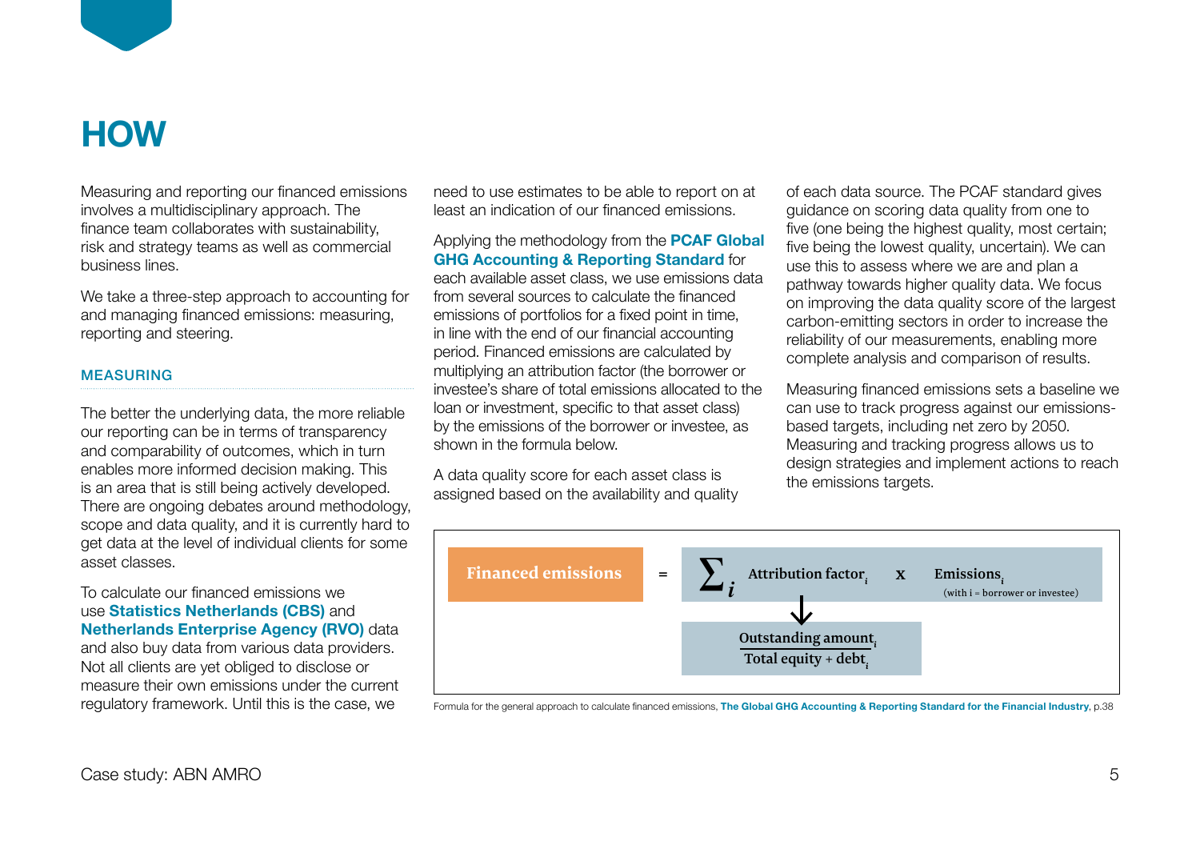# HOW

Measuring and reporting our financed emissions involves a multidisciplinary approach. The finance team collaborates with sustainability, risk and strategy teams as well as commercial business lines.

We take a three-step approach to accounting for and managing financed emissions: measuring, reporting and steering.

## MEASURING

The better the underlying data, the more reliable our reporting can be in terms of transparency and comparability of outcomes, which in turn enables more informed decision making. This is an area that is still being actively developed. There are ongoing debates around methodology, scope and data quality, and it is currently hard to get data at the level of individual clients for some asset classes.

To calculate our financed emissions we use **Statistics Netherlands (CBS)** and **Netherlands Enterprise Agency (RVO)** data and also buy data from various data providers. Not all clients are yet obliged to disclose or measure their own emissions under the current regulatory framework. Until this is the case, we need to use estimates to be able to report on at least an indication of our financed emissions.

Applying the methodology from the **PCAF Global GHG Accounting & Reporting Standard** for each available asset class, we use emissions data from several sources to calculate the financed emissions of portfolios for a fixed point in time, in line with the end of our financial accounting period. Financed emissions are calculated by multiplying an attribution factor (the borrower or investee's share of total emissions allocated to the loan or investment, specific to that asset class) by the emissions of the borrower or investee, as shown in the formula below.

A data quality score for each asset class is assigned based on the availability and quality of each data source. The PCAF standard gives guidance on scoring data quality from one to five (one being the highest quality, most certain; five being the lowest quality, uncertain). We can use this to assess where we are and plan a pathway towards higher quality data. We focus on improving the data quality score of the largest carbon-emitting sectors in order to increase the reliability of our measurements, enabling more complete analysis and comparison of results.

Measuring financed emissions sets a baseline we can use to track progress against our emissions-based targets, including net zero by 2050. Measuring and tracking progress allows us to design strategies and implement actions to reach the emissions targets.

$$\text{Financed emissions} = \sum_i \text{Attribution factor}_i \times \text{Emissions}_i \quad \text{(with i = borrower or investee)}$$

$$\text{Attribution factor}_i = \frac{\text{Outstanding amount}_i}{\text{Total equity + debt}_i}$$

Formula for the general approach to calculate financed emissions, **The Global GHG Accounting & Reporting Standard for the Financial Industry**, p.38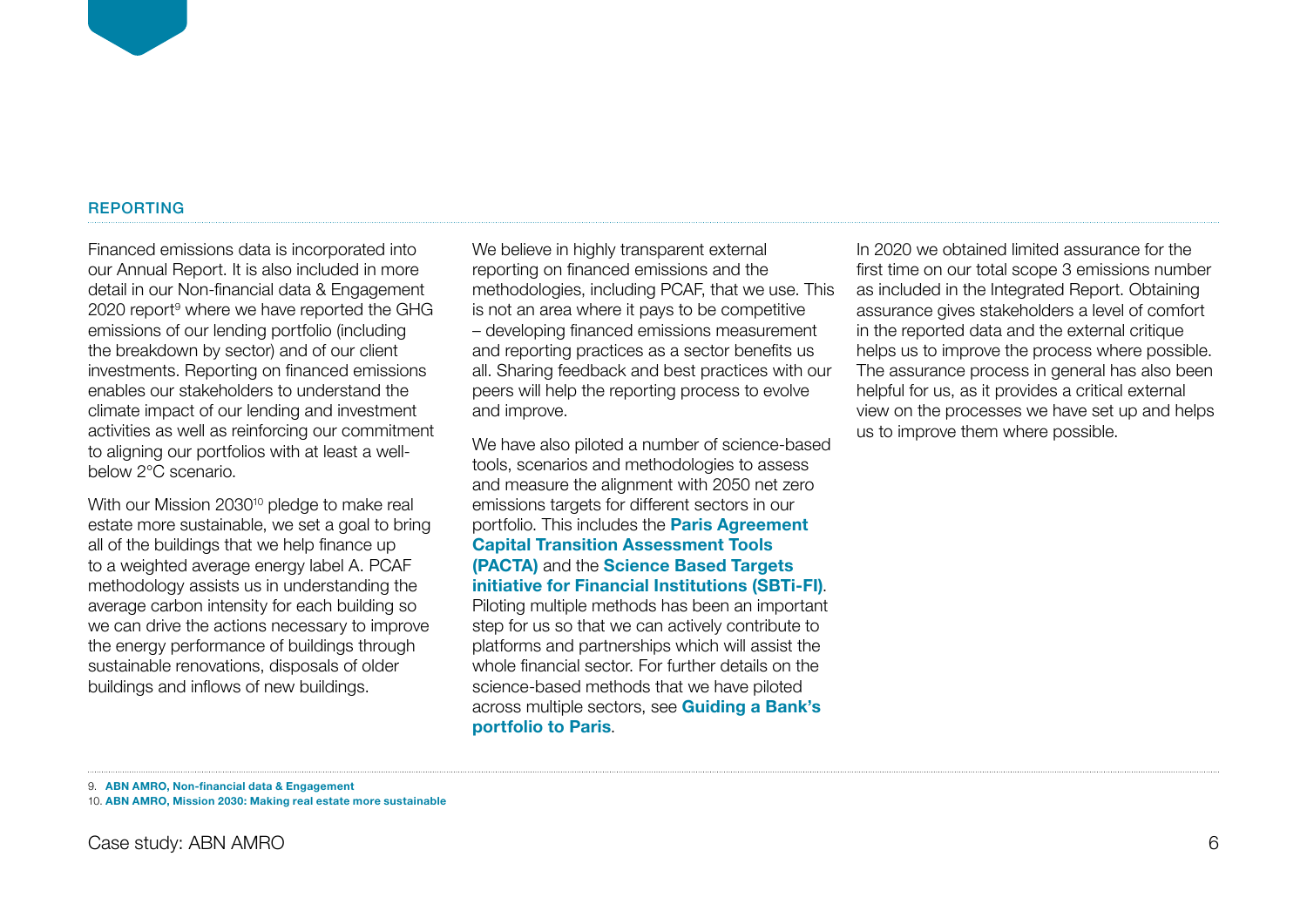## REPORTING

Financed emissions data is incorporated into our Annual Report. It is also included in more detail in our Non-financial data & Engagement 2020 report[9] where we have reported the GHG emissions of our lending portfolio (including the breakdown by sector) and of our client investments. Reporting on financed emissions enables our stakeholders to understand the climate impact of our lending and investment activities as well as reinforcing our commitment to aligning our portfolios with at least a well-below 2°C scenario.

With our Mission 2030[10] pledge to make real estate more sustainable, we set a goal to bring all of the buildings that we help finance up to a weighted average energy label A. PCAF methodology assists us in understanding the average carbon intensity for each building so we can drive the actions necessary to improve the energy performance of buildings through sustainable renovations, disposals of older buildings and inflows of new buildings.

We believe in highly transparent external reporting on financed emissions and the methodologies, including PCAF, that we use. This is not an area where it pays to be competitive – developing financed emissions measurement and reporting practices as a sector benefits us all. Sharing feedback and best practices with our peers will help the reporting process to evolve and improve.

We have also piloted a number of science-based tools, scenarios and methodologies to assess and measure the alignment with 2050 net zero emissions targets for different sectors in our portfolio. This includes the **Paris Agreement Capital Transition Assessment Tools (PACTA)** and the **Science Based Targets initiative for Financial Institutions (SBTi-FI)**. Piloting multiple methods has been an important step for us so that we can actively contribute to platforms and partnerships which will assist the whole financial sector. For further details on the science-based methods that we have piloted across multiple sectors, see **Guiding a Bank's portfolio to Paris**.

In 2020 we obtained limited assurance for the first time on our total scope 3 emissions number as included in the Integrated Report. Obtaining assurance gives stakeholders a level of comfort in the reported data and the external critique helps us to improve the process where possible. The assurance process in general has also been helpful for us, as it provides a critical external view on the processes we have set up and helps us to improve them where possible.

9. **ABN AMRO, Non-financial data & Engagement**
10. **ABN AMRO, Mission 2030: Making real estate more sustainable**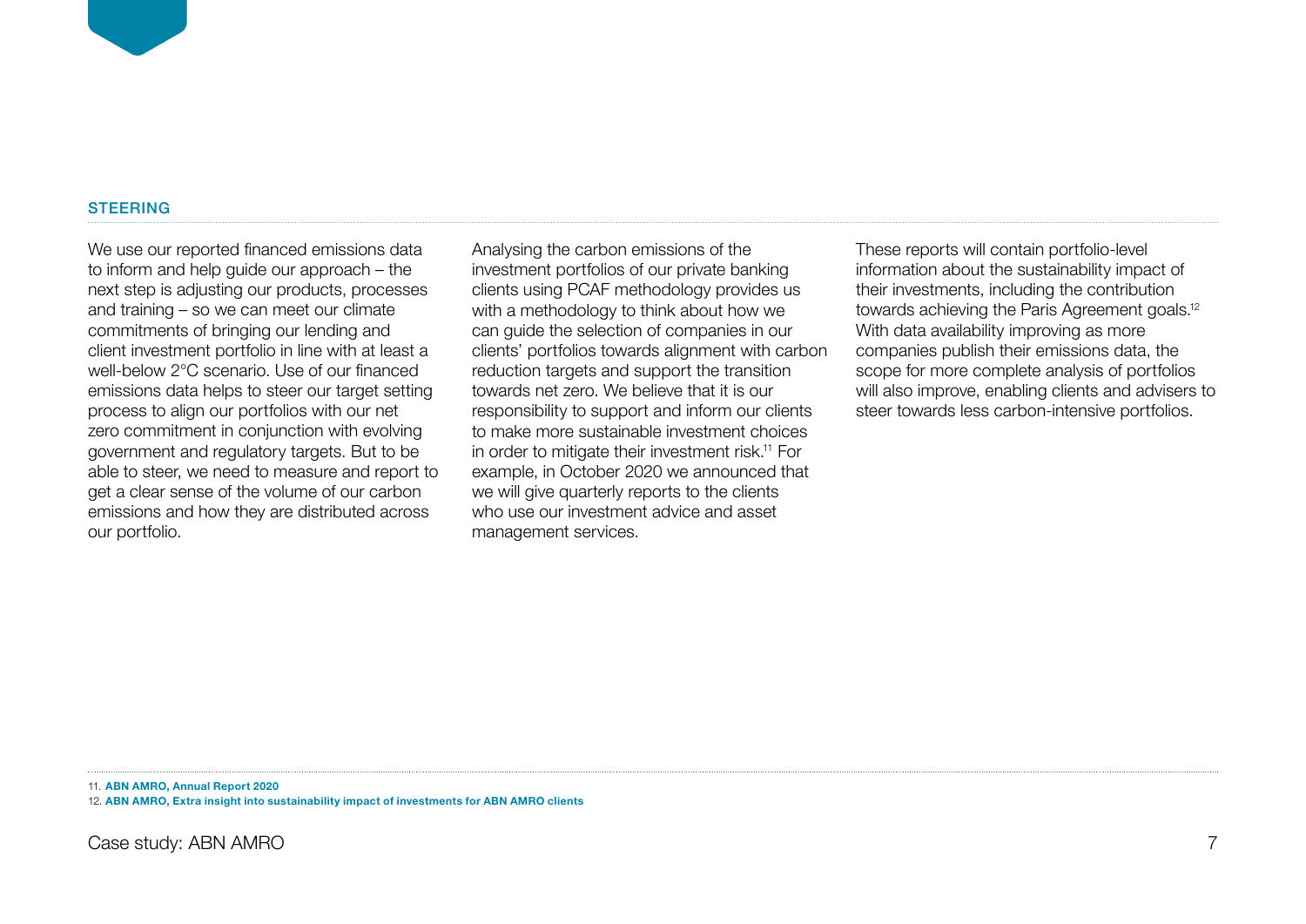## STEERING

We use our reported financed emissions data to inform and help guide our approach – the next step is adjusting our products, processes and training – so we can meet our climate commitments of bringing our lending and client investment portfolio in line with at least a well-below 2°C scenario. Use of our financed emissions data helps to steer our target setting process to align our portfolios with our net zero commitment in conjunction with evolving government and regulatory targets. But to be able to steer, we need to measure and report to get a clear sense of the volume of our carbon emissions and how they are distributed across our portfolio.

Analysing the carbon emissions of the investment portfolios of our private banking clients using PCAF methodology provides us with a methodology to think about how we can guide the selection of companies in our clients' portfolios towards alignment with carbon reduction targets and support the transition towards net zero. We believe that it is our responsibility to support and inform our clients to make more sustainable investment choices in order to mitigate their investment risk.[11] For example, in October 2020 we announced that we will give quarterly reports to the clients who use our investment advice and asset management services.

These reports will contain portfolio-level information about the sustainability impact of their investments, including the contribution towards achieving the Paris Agreement goals.[12] With data availability improving as more companies publish their emissions data, the scope for more complete analysis of portfolios will also improve, enabling clients and advisers to steer towards less carbon-intensive portfolios.

11. **ABN AMRO, Annual Report 2020**
12. **ABN AMRO, Extra insight into sustainability impact of investments for ABN AMRO clients**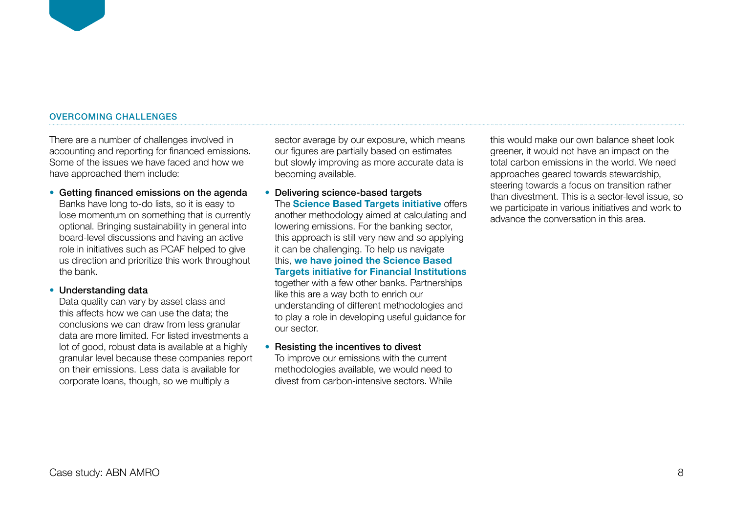## OVERCOMING CHALLENGES

There are a number of challenges involved in accounting and reporting for financed emissions. Some of the issues we have faced and how we have approached them include:

- **Getting financed emissions on the agenda**
  Banks have long to-do lists, so it is easy to lose momentum on something that is currently optional. Bringing sustainability in general into board-level discussions and having an active role in initiatives such as PCAF helped to give us direction and prioritize this work throughout the bank.

- **Understanding data**
  Data quality can vary by asset class and this affects how we can use the data; the conclusions we can draw from less granular data are more limited. For listed investments a lot of good, robust data is available at a highly granular level because these companies report on their emissions. Less data is available for corporate loans, though, so we multiply a sector average by our exposure, which means our figures are partially based on estimates but slowly improving as more accurate data is becoming available.

- **Delivering science-based targets**
  The **Science Based Targets initiative** offers another methodology aimed at calculating and lowering emissions. For the banking sector, this approach is still very new and so applying it can be challenging. To help us navigate this, **we have joined the Science Based Targets initiative for Financial Institutions** together with a few other banks. Partnerships like this are a way both to enrich our understanding of different methodologies and to play a role in developing useful guidance for our sector.

- **Resisting the incentives to divest**
  To improve our emissions with the current methodologies available, we would need to divest from carbon-intensive sectors. While this would make our own balance sheet look greener, it would not have an impact on the total carbon emissions in the world. We need approaches geared towards stewardship, steering towards a focus on transition rather than divestment. This is a sector-level issue, so we participate in various initiatives and work to advance the conversation in this area.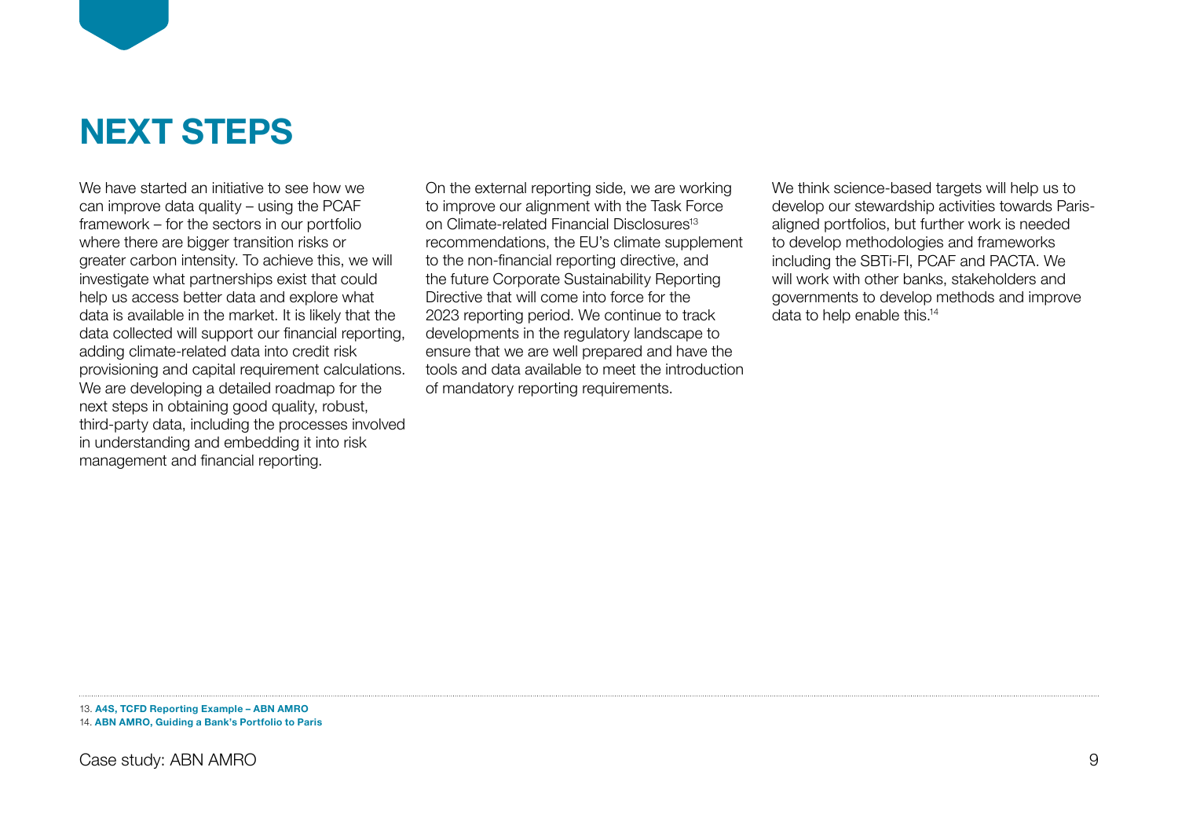# NEXT STEPS

We have started an initiative to see how we can improve data quality – using the PCAF framework – for the sectors in our portfolio where there are bigger transition risks or greater carbon intensity. To achieve this, we will investigate what partnerships exist that could help us access better data and explore what data is available in the market. It is likely that the data collected will support our financial reporting, adding climate-related data into credit risk provisioning and capital requirement calculations. We are developing a detailed roadmap for the next steps in obtaining good quality, robust, third-party data, including the processes involved in understanding and embedding it into risk management and financial reporting.

On the external reporting side, we are working to improve our alignment with the Task Force on Climate-related Financial Disclosures[13] recommendations, the EU's climate supplement to the non-financial reporting directive, and the future Corporate Sustainability Reporting Directive that will come into force for the 2023 reporting period. We continue to track developments in the regulatory landscape to ensure that we are well prepared and have the tools and data available to meet the introduction of mandatory reporting requirements.

We think science-based targets will help us to develop our stewardship activities towards Paris-aligned portfolios, but further work is needed to develop methodologies and frameworks including the SBTi-FI, PCAF and PACTA. We will work with other banks, stakeholders and governments to develop methods and improve data to help enable this.[14]

---

13. **A4S, TCFD Reporting Example – ABN AMRO**
14. **ABN AMRO, Guiding a Bank's Portfolio to Paris**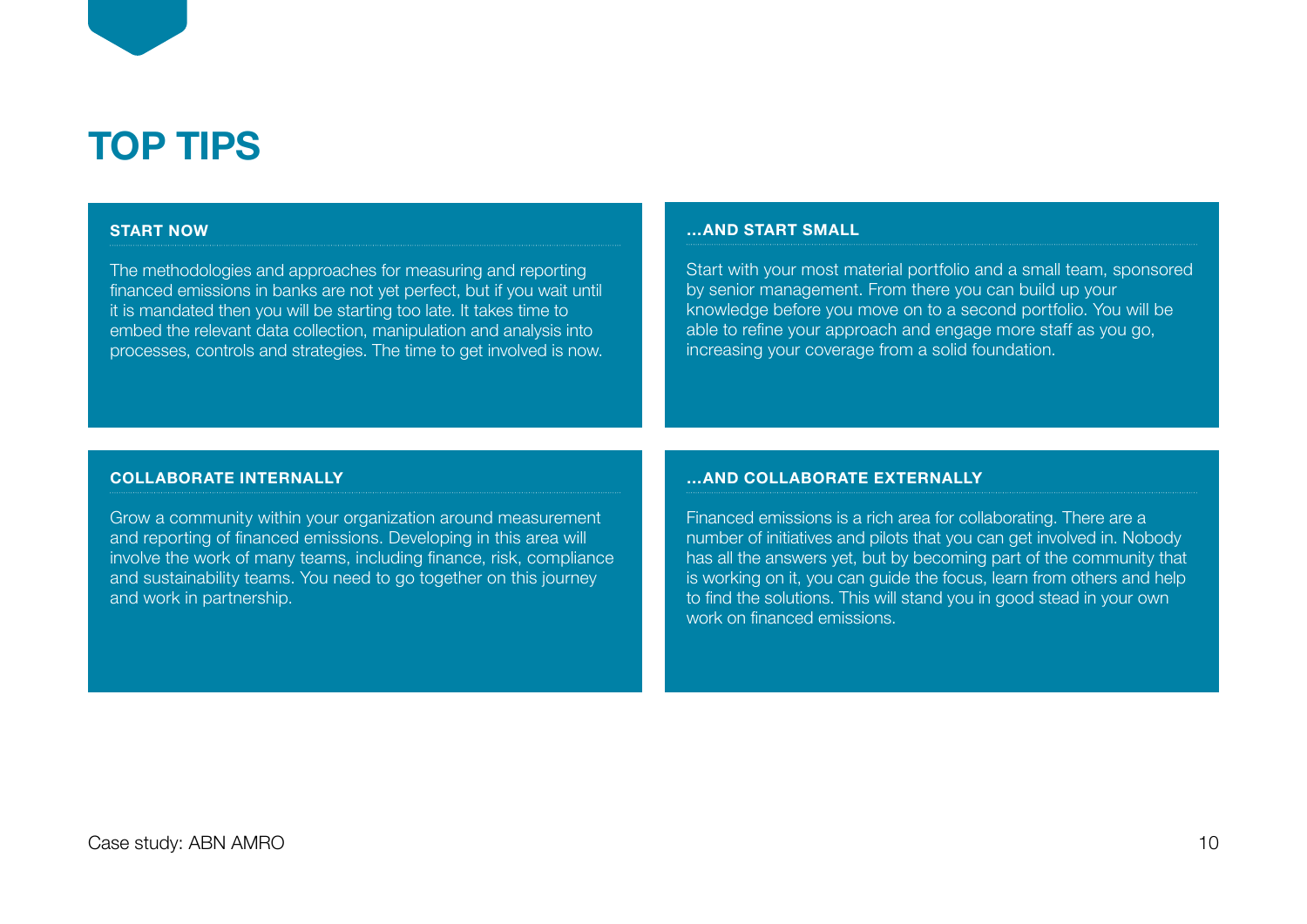# TOP TIPS

### START NOW

The methodologies and approaches for measuring and reporting financed emissions in banks are not yet perfect, but if you wait until it is mandated then you will be starting too late. It takes time to embed the relevant data collection, manipulation and analysis into processes, controls and strategies. The time to get involved is now.

### ...AND START SMALL

Start with your most material portfolio and a small team, sponsored by senior management. From there you can build up your knowledge before you move on to a second portfolio. You will be able to refine your approach and engage more staff as you go, increasing your coverage from a solid foundation.

### COLLABORATE INTERNALLY

Grow a community within your organization around measurement and reporting of financed emissions. Developing in this area will involve the work of many teams, including finance, risk, compliance and sustainability teams. You need to go together on this journey and work in partnership.

### ...AND COLLABORATE EXTERNALLY

Financed emissions is a rich area for collaborating. There are a number of initiatives and pilots that you can get involved in. Nobody has all the answers yet, but by becoming part of the community that is working on it, you can guide the focus, learn from others and help to find the solutions. This will stand you in good stead in your own work on financed emissions.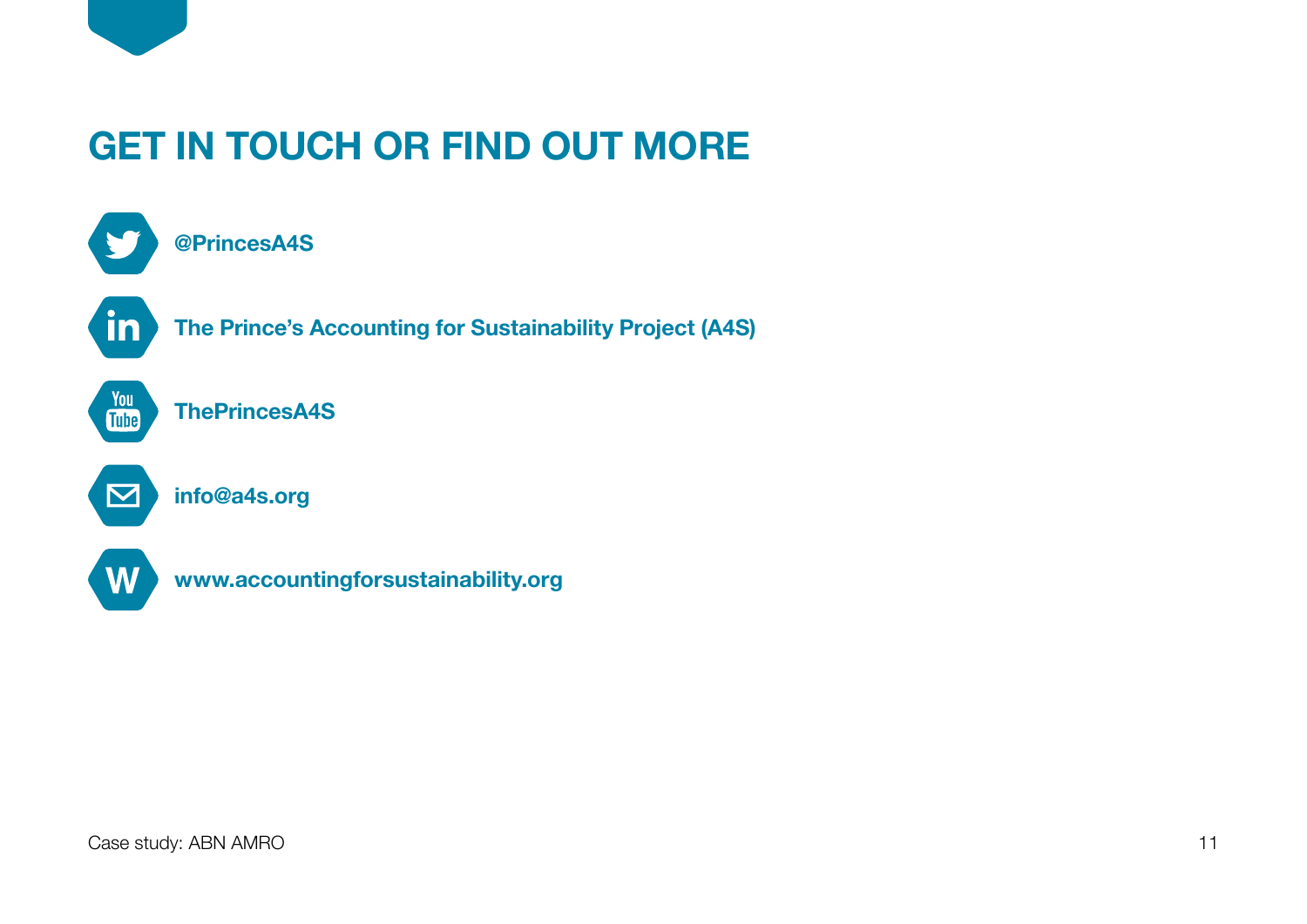# GET IN TOUCH OR FIND OUT MORE

**@PrincesA4S**

**The Prince's Accounting for Sustainability Project (A4S)**

**ThePrincesA4S**

**info@a4s.org**

**www.accountingforsustainability.org**